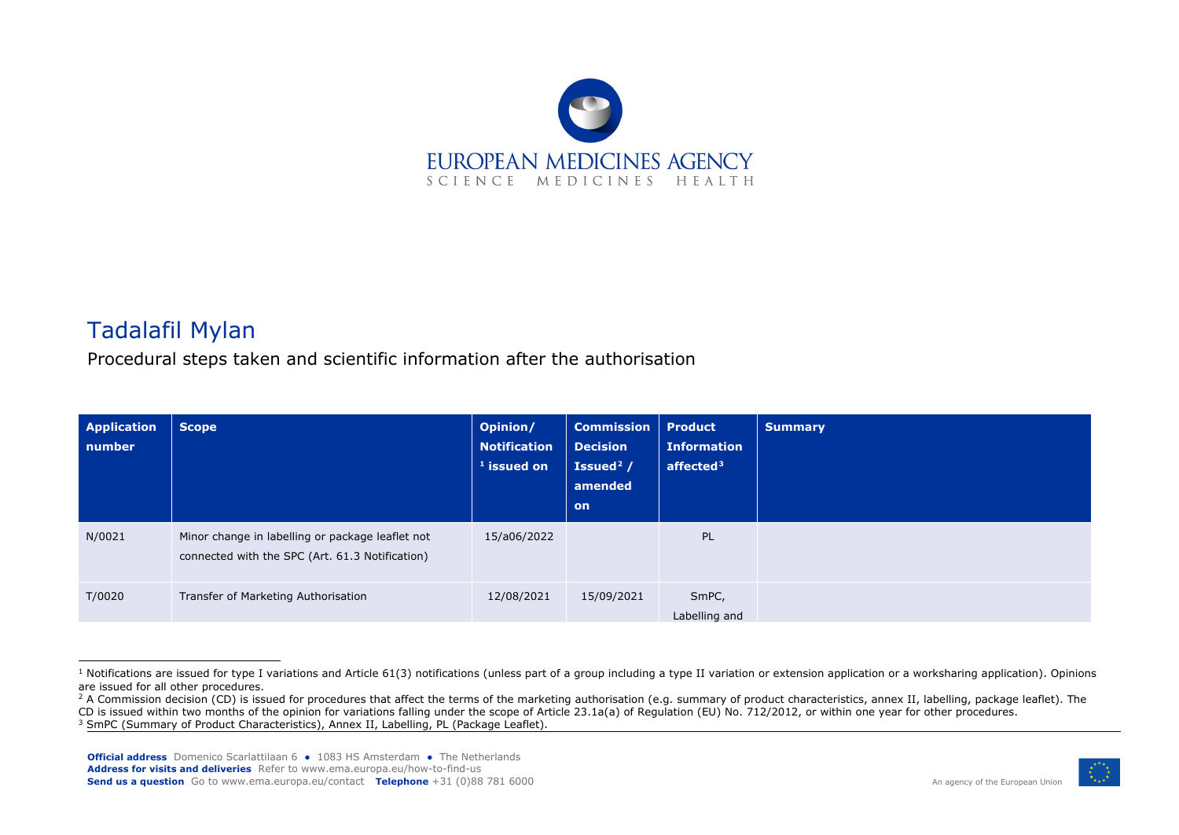# Tadalafil Mylan

Procedural steps taken and scientific information after the authorisation

| Application number | Scope | Opinion/ Notification [1] issued on | Commission Decision Issued[2] / amended on | Product Information affected[3] | Summary |
|---|---|---|---|---|---|
| N/0021 | Minor change in labelling or package leaflet not connected with the SPC (Art. 61.3 Notification) | 15/a06/2022 | | PL | |
| T/0020 | Transfer of Marketing Authorisation | 12/08/2021 | 15/09/2021 | SmPC, Labelling and | |

[1] Notifications are issued for type I variations and Article 61(3) notifications (unless part of a group including a type II variation or extension application or a worksharing application). Opinions are issued for all other procedures.

[2] A Commission decision (CD) is issued for procedures that affect the terms of the marketing authorisation (e.g. summary of product characteristics, annex II, labelling, package leaflet). The CD is issued within two months of the opinion for variations falling under the scope of Article 23.1a(a) of Regulation (EU) No. 712/2012, or within one year for other procedures.

[3] SmPC (Summary of Product Characteristics), Annex II, Labelling, PL (Package Leaflet).

**Official address** Domenico Scarlattilaan 6 ● 1083 HS Amsterdam ● The Netherlands
**Address for visits and deliveries** Refer to www.ema.europa.eu/how-to-find-us
**Send us a question** Go to www.ema.europa.eu/contact **Telephone** +31 (0)88 781 6000

An agency of the European Union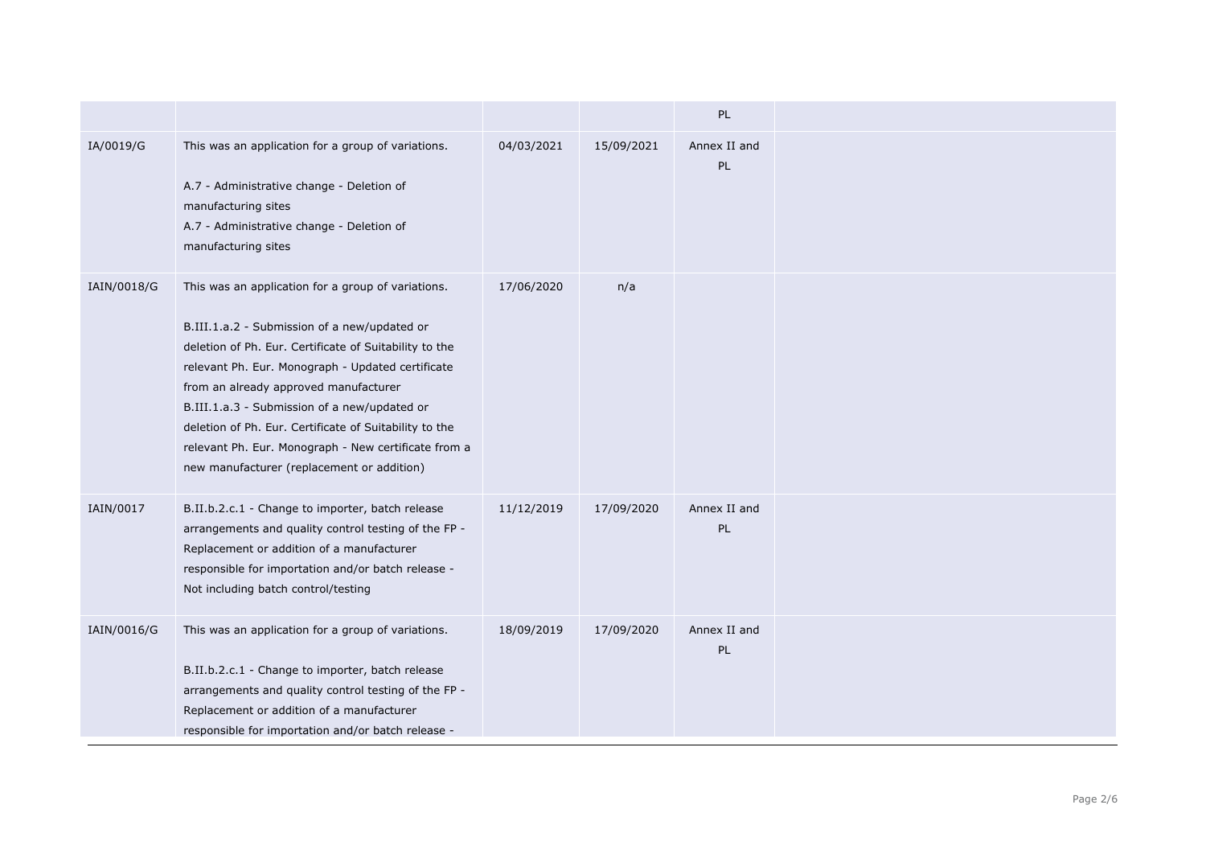| | | | | | |
|---|---|---|---|---|---|
| | | | | PL | |
| IA/0019/G | This was an application for a group of variations.<br><br>A.7 - Administrative change - Deletion of manufacturing sites<br>A.7 - Administrative change - Deletion of manufacturing sites | 04/03/2021 | 15/09/2021 | Annex II and PL | |
| IAIN/0018/G | This was an application for a group of variations.<br><br>B.III.1.a.2 - Submission of a new/updated or deletion of Ph. Eur. Certificate of Suitability to the relevant Ph. Eur. Monograph - Updated certificate from an already approved manufacturer<br>B.III.1.a.3 - Submission of a new/updated or deletion of Ph. Eur. Certificate of Suitability to the relevant Ph. Eur. Monograph - New certificate from a new manufacturer (replacement or addition) | 17/06/2020 | n/a | | |
| IAIN/0017 | B.II.b.2.c.1 - Change to importer, batch release arrangements and quality control testing of the FP - Replacement or addition of a manufacturer responsible for importation and/or batch release - Not including batch control/testing | 11/12/2019 | 17/09/2020 | Annex II and PL | |
| IAIN/0016/G | This was an application for a group of variations.<br><br>B.II.b.2.c.1 - Change to importer, batch release arrangements and quality control testing of the FP - Replacement or addition of a manufacturer responsible for importation and/or batch release - | 18/09/2019 | 17/09/2020 | Annex II and PL | |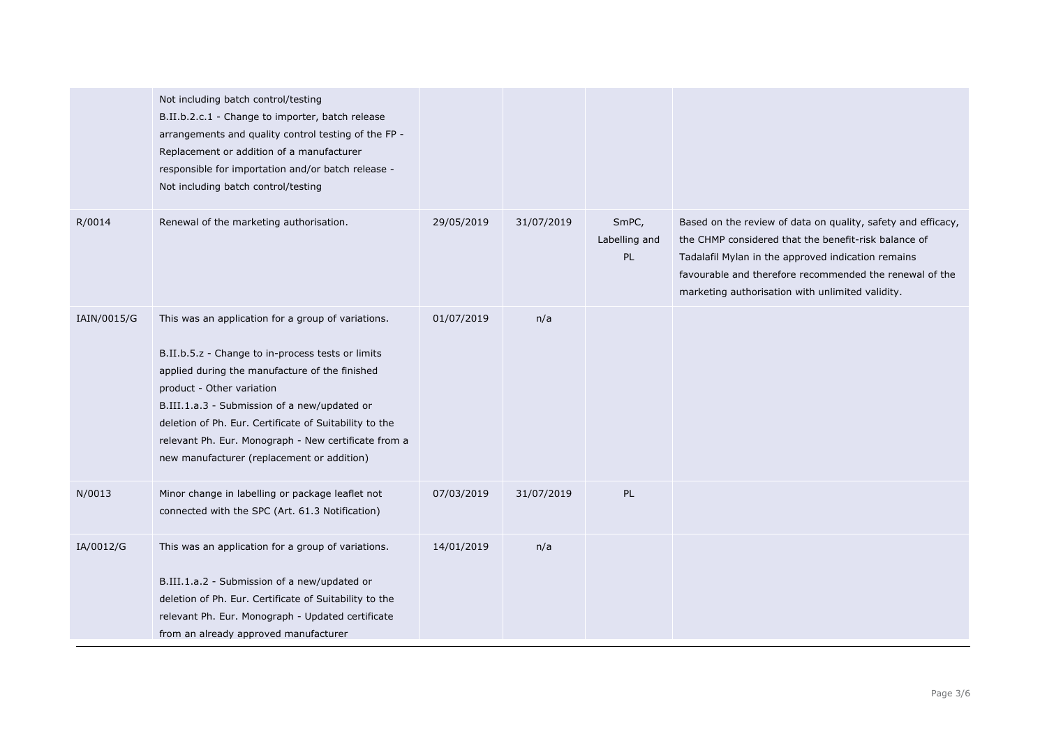| | | | | | |
|---|---|---|---|---|---|
| | Not including batch control/testing<br>B.II.b.2.c.1 - Change to importer, batch release arrangements and quality control testing of the FP - Replacement or addition of a manufacturer responsible for importation and/or batch release - Not including batch control/testing | | | | |
| R/0014 | Renewal of the marketing authorisation. | 29/05/2019 | 31/07/2019 | SmPC, Labelling and PL | Based on the review of data on quality, safety and efficacy, the CHMP considered that the benefit-risk balance of Tadalafil Mylan in the approved indication remains favourable and therefore recommended the renewal of the marketing authorisation with unlimited validity. |
| IAIN/0015/G | This was an application for a group of variations.<br><br>B.II.b.5.z - Change to in-process tests or limits applied during the manufacture of the finished product - Other variation<br>B.III.1.a.3 - Submission of a new/updated or deletion of Ph. Eur. Certificate of Suitability to the relevant Ph. Eur. Monograph - New certificate from a new manufacturer (replacement or addition) | 01/07/2019 | n/a | | |
| N/0013 | Minor change in labelling or package leaflet not connected with the SPC (Art. 61.3 Notification) | 07/03/2019 | 31/07/2019 | PL | |
| IA/0012/G | This was an application for a group of variations.<br><br>B.III.1.a.2 - Submission of a new/updated or deletion of Ph. Eur. Certificate of Suitability to the relevant Ph. Eur. Monograph - Updated certificate from an already approved manufacturer | 14/01/2019 | n/a | | |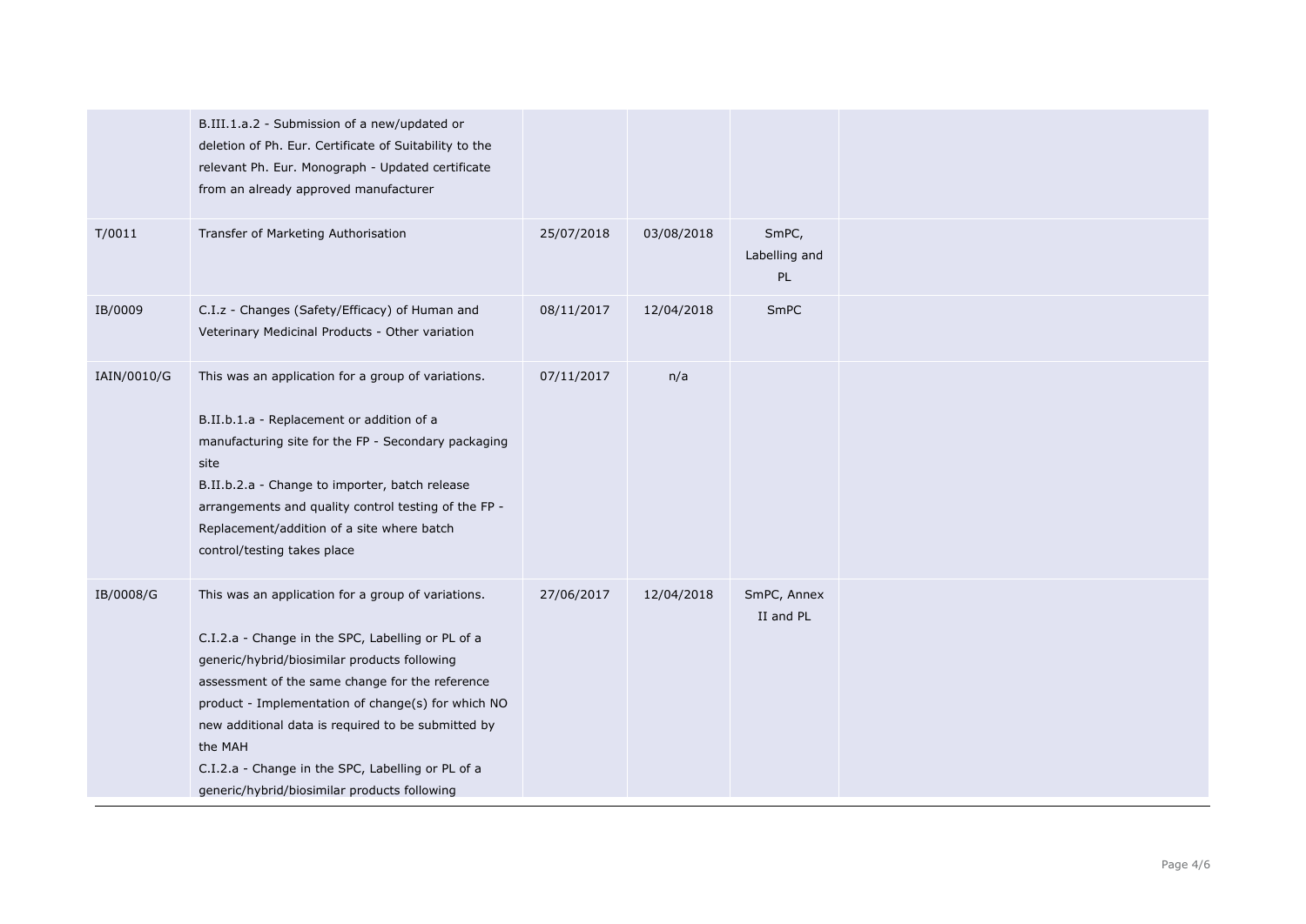| | | | | | |
|---|---|---|---|---|---|
| | B.III.1.a.2 - Submission of a new/updated or deletion of Ph. Eur. Certificate of Suitability to the relevant Ph. Eur. Monograph - Updated certificate from an already approved manufacturer | | | | |
| T/0011 | Transfer of Marketing Authorisation | 25/07/2018 | 03/08/2018 | SmPC, Labelling and PL | |
| IB/0009 | C.I.z - Changes (Safety/Efficacy) of Human and Veterinary Medicinal Products - Other variation | 08/11/2017 | 12/04/2018 | SmPC | |
| IAIN/0010/G | This was an application for a group of variations.<br><br>B.II.b.1.a - Replacement or addition of a manufacturing site for the FP - Secondary packaging site<br>B.II.b.2.a - Change to importer, batch release arrangements and quality control testing of the FP - Replacement/addition of a site where batch control/testing takes place | 07/11/2017 | n/a | | |
| IB/0008/G | This was an application for a group of variations.<br><br>C.I.2.a - Change in the SPC, Labelling or PL of a generic/hybrid/biosimilar products following assessment of the same change for the reference product - Implementation of change(s) for which NO new additional data is required to be submitted by the MAH<br>C.I.2.a - Change in the SPC, Labelling or PL of a generic/hybrid/biosimilar products following | 27/06/2017 | 12/04/2018 | SmPC, Annex II and PL | |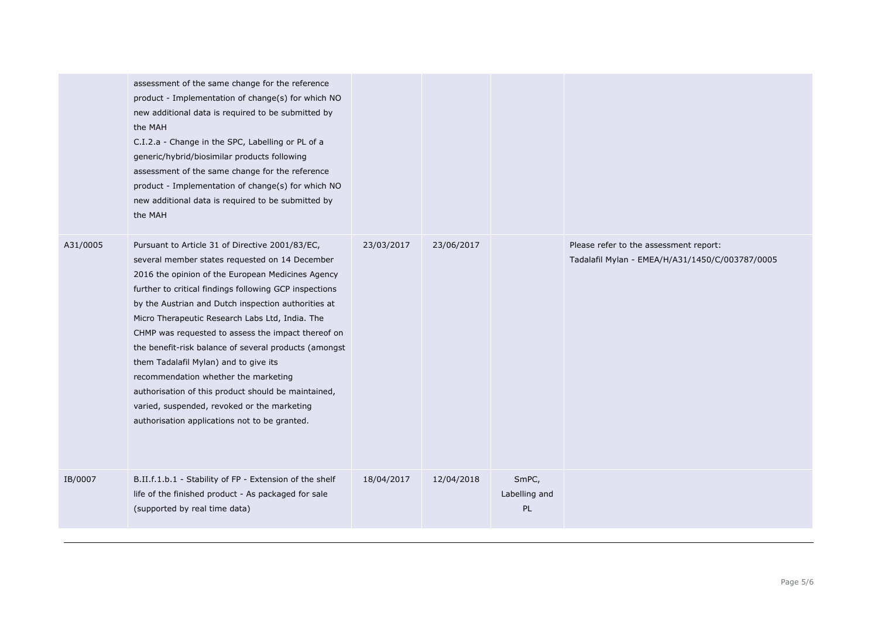| | | | | | |
|---|---|---|---|---|---|
| | assessment of the same change for the reference product - Implementation of change(s) for which NO new additional data is required to be submitted by the MAH<br>C.I.2.a - Change in the SPC, Labelling or PL of a generic/hybrid/biosimilar products following assessment of the same change for the reference product - Implementation of change(s) for which NO new additional data is required to be submitted by the MAH | | | | |
| A31/0005 | Pursuant to Article 31 of Directive 2001/83/EC, several member states requested on 14 December 2016 the opinion of the European Medicines Agency further to critical findings following GCP inspections by the Austrian and Dutch inspection authorities at Micro Therapeutic Research Labs Ltd, India. The CHMP was requested to assess the impact thereof on the benefit-risk balance of several products (amongst them Tadalafil Mylan) and to give its recommendation whether the marketing authorisation of this product should be maintained, varied, suspended, revoked or the marketing authorisation applications not to be granted. | 23/03/2017 | 23/06/2017 | | Please refer to the assessment report: Tadalafil Mylan - EMEA/H/A31/1450/C/003787/0005 |
| IB/0007 | B.II.f.1.b.1 - Stability of FP - Extension of the shelf life of the finished product - As packaged for sale (supported by real time data) | 18/04/2017 | 12/04/2018 | SmPC, Labelling and PL | |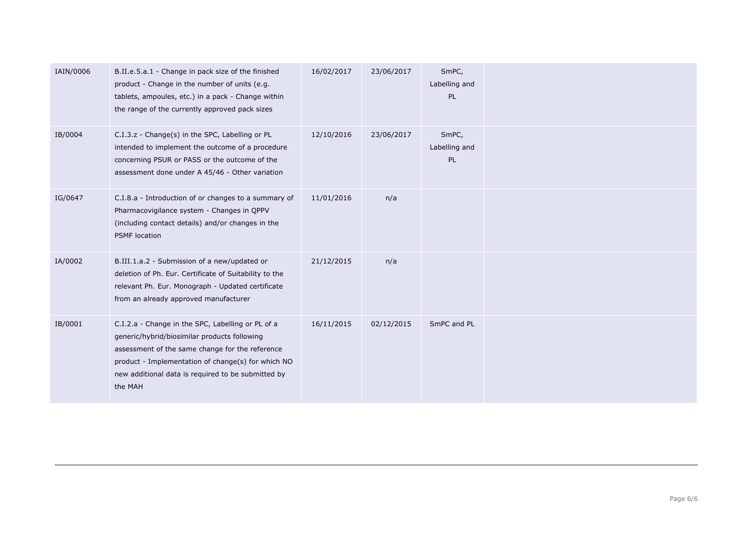| | | | | | |
|---|---|---|---|---|---|
| IAIN/0006 | B.II.e.5.a.1 - Change in pack size of the finished product - Change in the number of units (e.g. tablets, ampoules, etc.) in a pack - Change within the range of the currently approved pack sizes | 16/02/2017 | 23/06/2017 | SmPC, Labelling and PL | |
| IB/0004 | C.I.3.z - Change(s) in the SPC, Labelling or PL intended to implement the outcome of a procedure concerning PSUR or PASS or the outcome of the assessment done under A 45/46 - Other variation | 12/10/2016 | 23/06/2017 | SmPC, Labelling and PL | |
| IG/0647 | C.I.8.a - Introduction of or changes to a summary of Pharmacovigilance system - Changes in QPPV (including contact details) and/or changes in the PSMF location | 11/01/2016 | n/a | | |
| IA/0002 | B.III.1.a.2 - Submission of a new/updated or deletion of Ph. Eur. Certificate of Suitability to the relevant Ph. Eur. Monograph - Updated certificate from an already approved manufacturer | 21/12/2015 | n/a | | |
| IB/0001 | C.I.2.a - Change in the SPC, Labelling or PL of a generic/hybrid/biosimilar products following assessment of the same change for the reference product - Implementation of change(s) for which NO new additional data is required to be submitted by the MAH | 16/11/2015 | 02/12/2015 | SmPC and PL | |